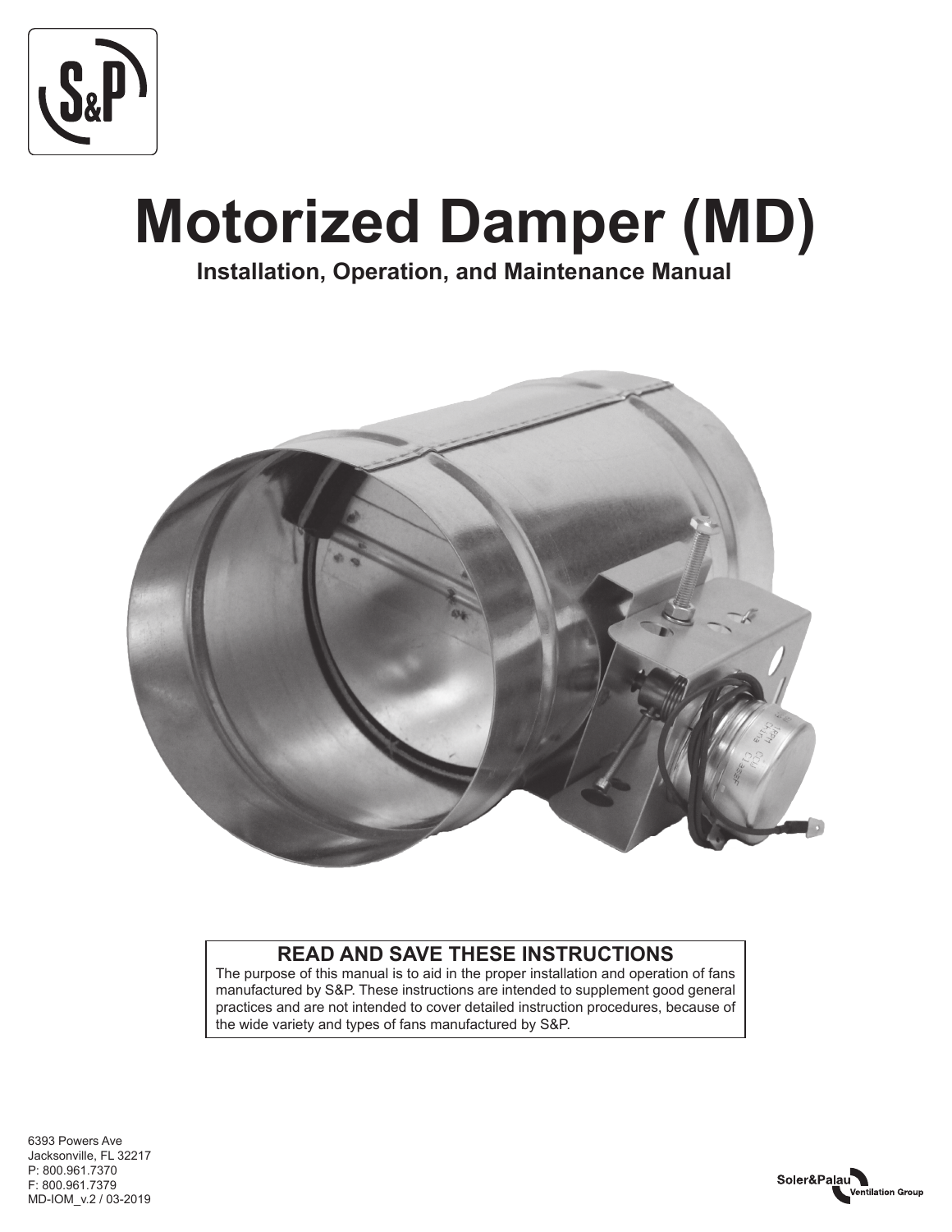# Motorized Damper (MD)

**Installation, Operation, and Maintenance Manual**

## READ AND SAVE THESE INSTRUCTIONS

The purpose of this manual is to aid in the proper installation and operation of fans manufactured by S&P. These instructions are intended to supplement good general practices and are not intended to cover detailed instruction procedures, because of the wide variety and types of fans manufactured by S&P.

6393 Powers Ave
Jacksonville, FL 32217
P: 800.961.7370
F: 800.961.7379
MD-IOM_v.2 / 03-2019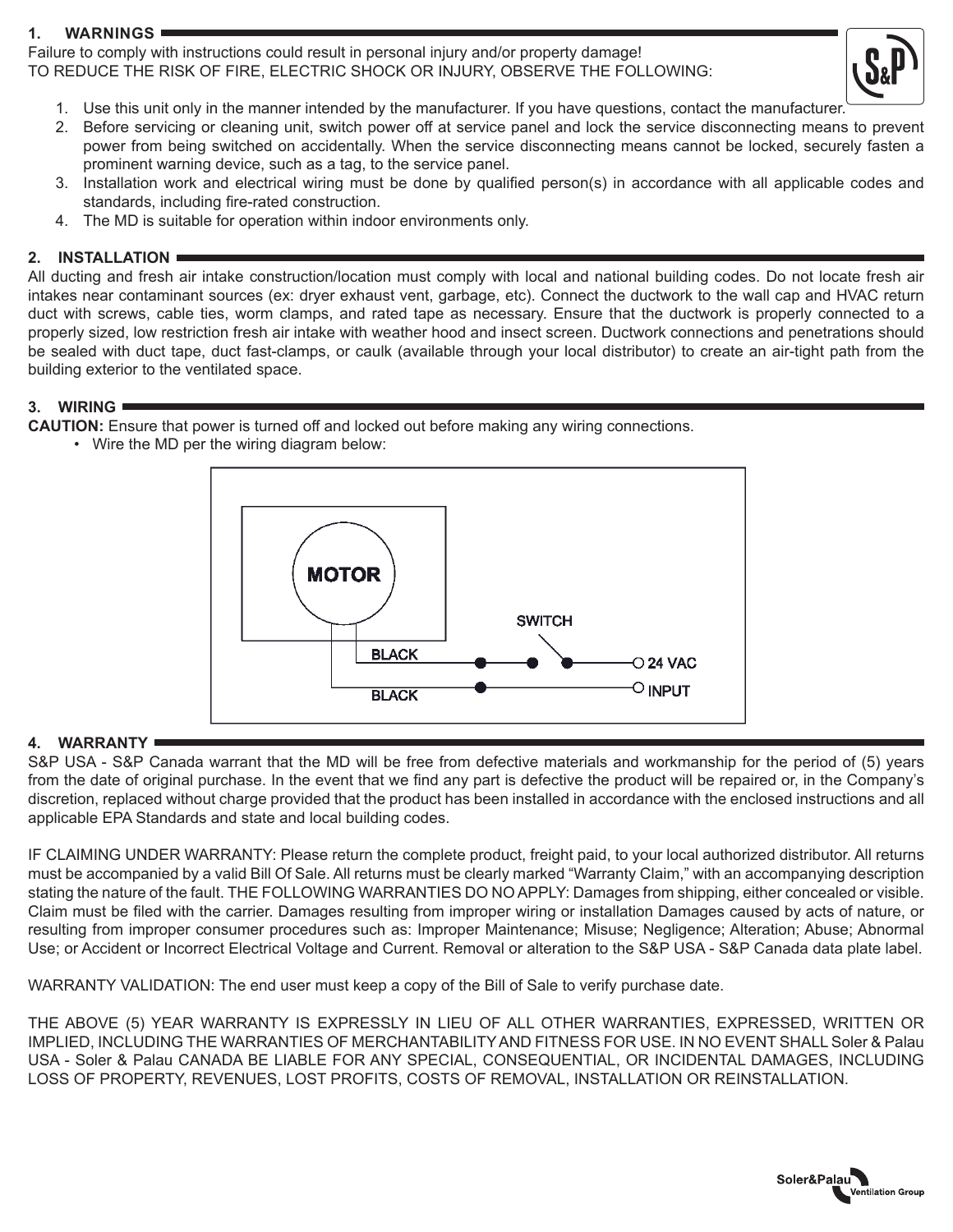## 1. WARNINGS

Failure to comply with instructions could result in personal injury and/or property damage!
TO REDUCE THE RISK OF FIRE, ELECTRIC SHOCK OR INJURY, OBSERVE THE FOLLOWING:

1. Use this unit only in the manner intended by the manufacturer. If you have questions, contact the manufacturer.
2. Before servicing or cleaning unit, switch power off at service panel and lock the service disconnecting means to prevent power from being switched on accidentally. When the service disconnecting means cannot be locked, securely fasten a prominent warning device, such as a tag, to the service panel.
3. Installation work and electrical wiring must be done by qualified person(s) in accordance with all applicable codes and standards, including fire-rated construction.
4. The MD is suitable for operation within indoor environments only.

## 2. INSTALLATION

All ducting and fresh air intake construction/location must comply with local and national building codes. Do not locate fresh air intakes near contaminant sources (ex: dryer exhaust vent, garbage, etc). Connect the ductwork to the wall cap and HVAC return duct with screws, cable ties, worm clamps, and rated tape as necessary. Ensure that the ductwork is properly connected to a properly sized, low restriction fresh air intake with weather hood and insect screen. Ductwork connections and penetrations should be sealed with duct tape, duct fast-clamps, or caulk (available through your local distributor) to create an air-tight path from the building exterior to the ventilated space.

## 3. WIRING

**CAUTION:** Ensure that power is turned off and locked out before making any wiring connections.

- Wire the MD per the wiring diagram below:

MOTOR
SWITCH
BLACK
24 VAC
BLACK
INPUT

## 4. WARRANTY

S&P USA - S&P Canada warrant that the MD will be free from defective materials and workmanship for the period of (5) years from the date of original purchase. In the event that we find any part is defective the product will be repaired or, in the Company's discretion, replaced without charge provided that the product has been installed in accordance with the enclosed instructions and all applicable EPA Standards and state and local building codes.

IF CLAIMING UNDER WARRANTY: Please return the complete product, freight paid, to your local authorized distributor. All returns must be accompanied by a valid Bill Of Sale. All returns must be clearly marked "Warranty Claim," with an accompanying description stating the nature of the fault. THE FOLLOWING WARRANTIES DO NO APPLY: Damages from shipping, either concealed or visible. Claim must be filed with the carrier. Damages resulting from improper wiring or installation Damages caused by acts of nature, or resulting from improper consumer procedures such as: Improper Maintenance; Misuse; Negligence; Alteration; Abuse; Abnormal Use; or Accident or Incorrect Electrical Voltage and Current. Removal or alteration to the S&P USA - S&P Canada data plate label.

WARRANTY VALIDATION: The end user must keep a copy of the Bill of Sale to verify purchase date.

THE ABOVE (5) YEAR WARRANTY IS EXPRESSLY IN LIEU OF ALL OTHER WARRANTIES, EXPRESSED, WRITTEN OR IMPLIED, INCLUDING THE WARRANTIES OF MERCHANTABILITY AND FITNESS FOR USE. IN NO EVENT SHALL Soler & Palau USA - Soler & Palau CANADA BE LIABLE FOR ANY SPECIAL, CONSEQUENTIAL, OR INCIDENTAL DAMAGES, INCLUDING LOSS OF PROPERTY, REVENUES, LOST PROFITS, COSTS OF REMOVAL, INSTALLATION OR REINSTALLATION.